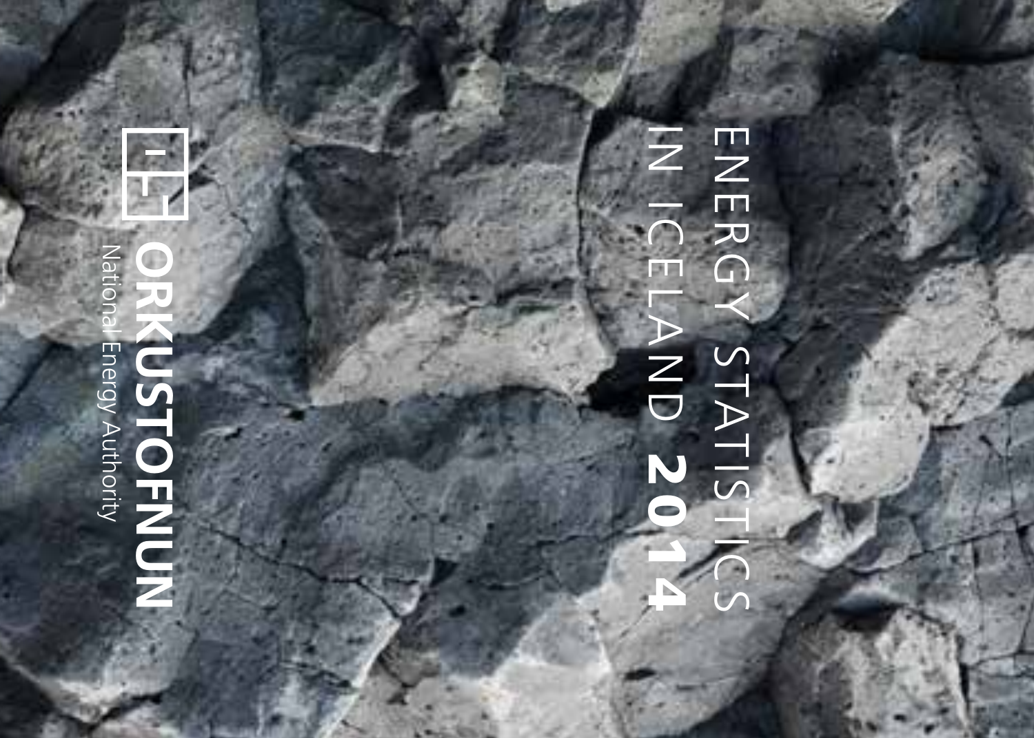# ENERGY STATISTICS IN ICELAND 2014

**ORKUSTOFNUN**

National Energy Authority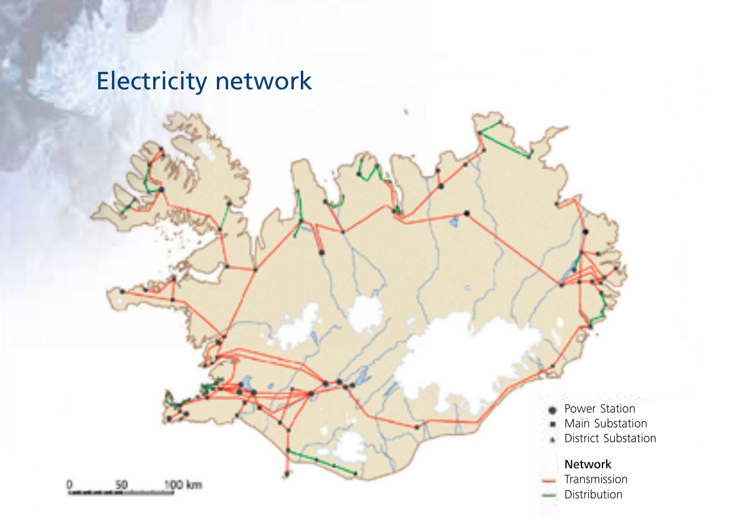# Electricity network

- Power Station
- Main Substation
- District Substation

**Network**

- Transmission
- Distribution

0 50 100 km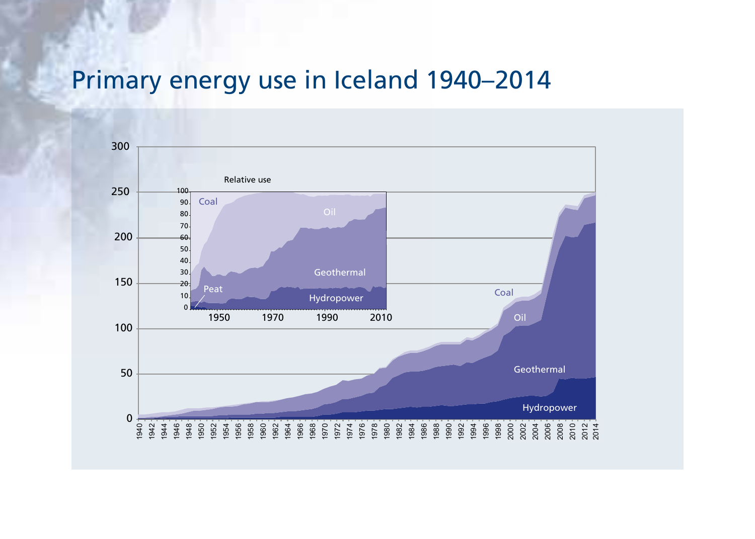# Primary energy use in Iceland 1940–2014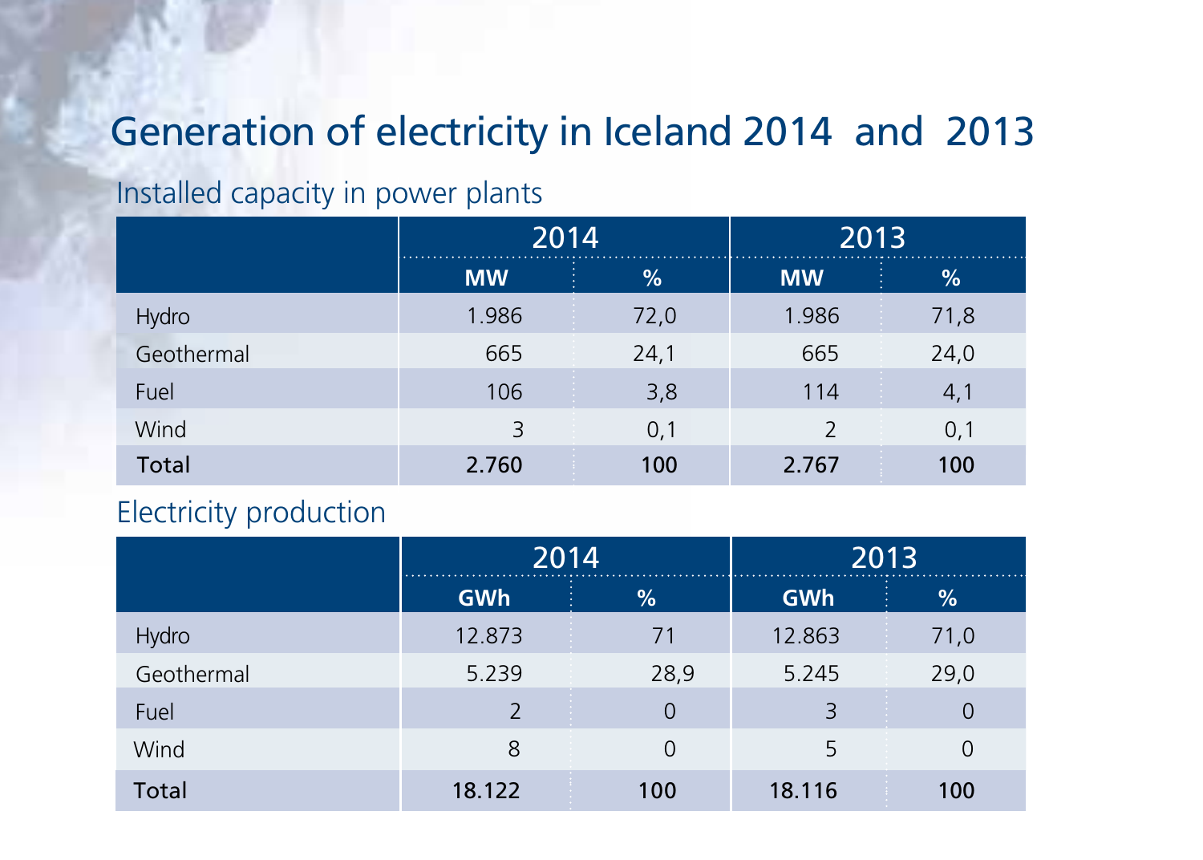# Generation of electricity in Iceland 2014 and 2013

## Installed capacity in power plants

| | 2014 | | 2013 | |
|---|---|---|---|---|
| | **MW** | **%** | **MW** | **%** |
| Hydro | 1.986 | 72,0 | 1.986 | 71,8 |
| Geothermal | 665 | 24,1 | 665 | 24,0 |
| Fuel | 106 | 3,8 | 114 | 4,1 |
| Wind | 3 | 0,1 | 2 | 0,1 |
| **Total** | **2.760** | **100** | **2.767** | **100** |

## Electricity production

| | 2014 | | 2013 | |
|---|---|---|---|---|
| | **GWh** | **%** | **GWh** | **%** |
| Hydro | 12.873 | 71 | 12.863 | 71,0 |
| Geothermal | 5.239 | 28,9 | 5.245 | 29,0 |
| Fuel | 2 | 0 | 3 | 0 |
| Wind | 8 | 0 | 5 | 0 |
| **Total** | **18.122** | **100** | **18.116** | **100** |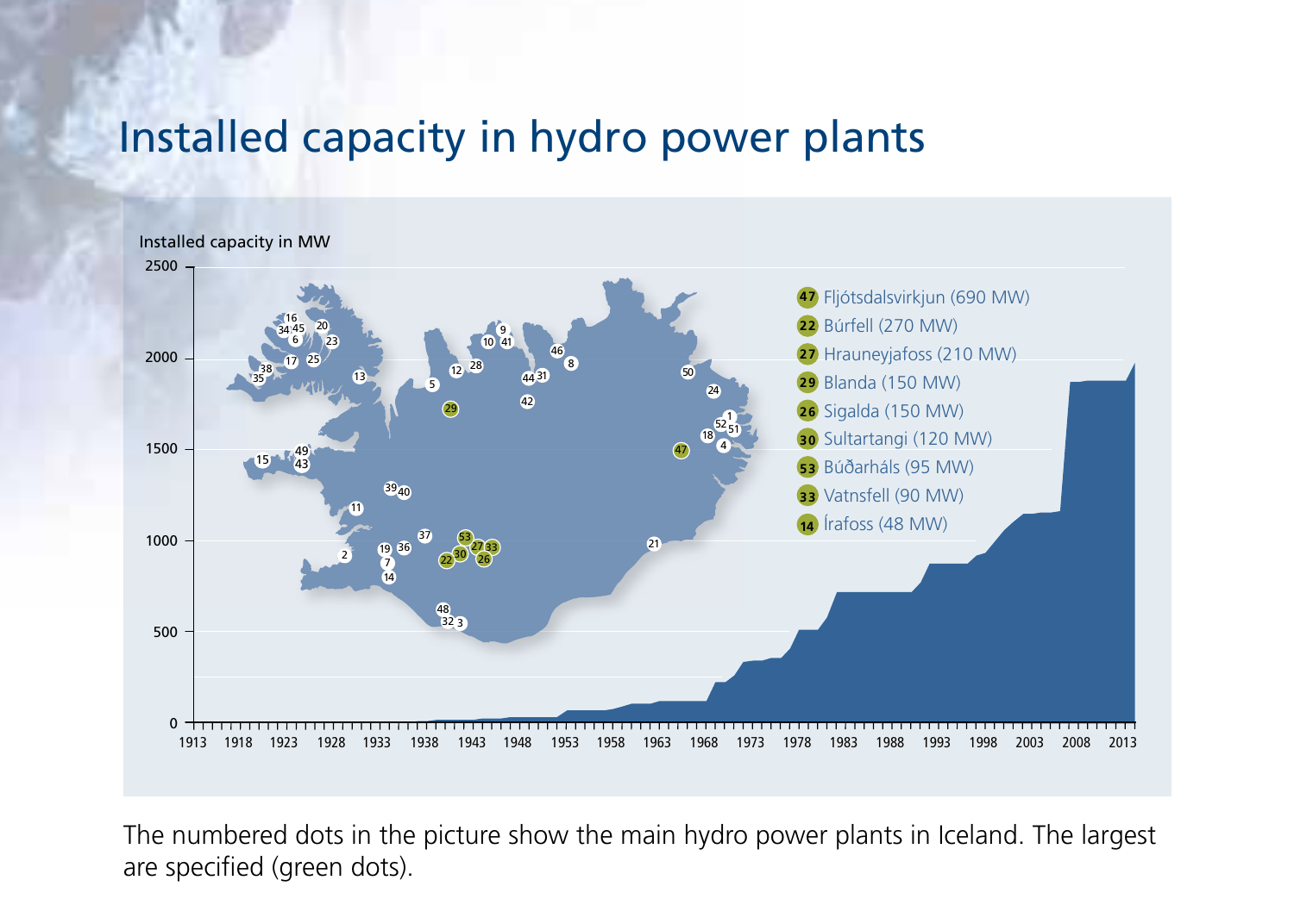# Installed capacity in hydro power plants

Installed capacity in MW

- 47 Fljótsdalsvirkjun (690 MW)
- 22 Búrfell (270 MW)
- 27 Hrauneyjafoss (210 MW)
- 29 Blanda (150 MW)
- 26 Sigalda (150 MW)
- 30 Sultartangi (120 MW)
- 53 Búðarháls (95 MW)
- 33 Vatnsfell (90 MW)
- 14 Írafoss (48 MW)

The numbered dots in the picture show the main hydro power plants in Iceland. The largest are specified (green dots).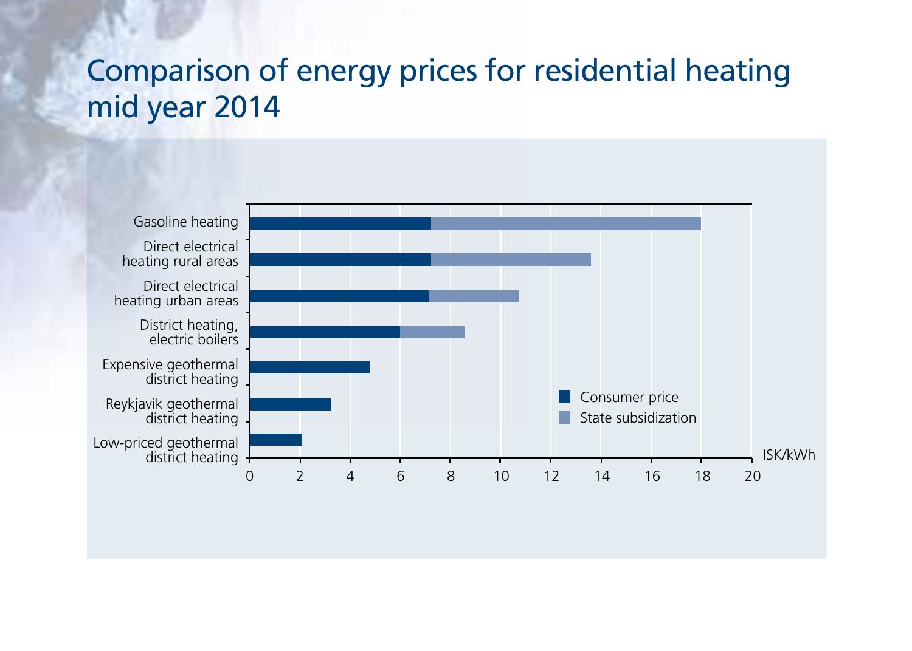# Comparison of energy prices for residential heating mid year 2014

| Category | Consumer price (ISK/kWh) | State subsidization (ISK/kWh) |
|---|---|---|
| Gasoline heating | 7.2 | 10.8 |
| Direct electrical heating rural areas | 7.2 | 6.4 |
| Direct electrical heating urban areas | 7.1 | 3.6 |
| District heating, electric boilers | 6.0 | 2.6 |
| Expensive geothermal district heating | 4.8 | |
| Reykjavik geothermal district heating | 3.3 | |
| Low-priced geothermal district heating | 2.1 | |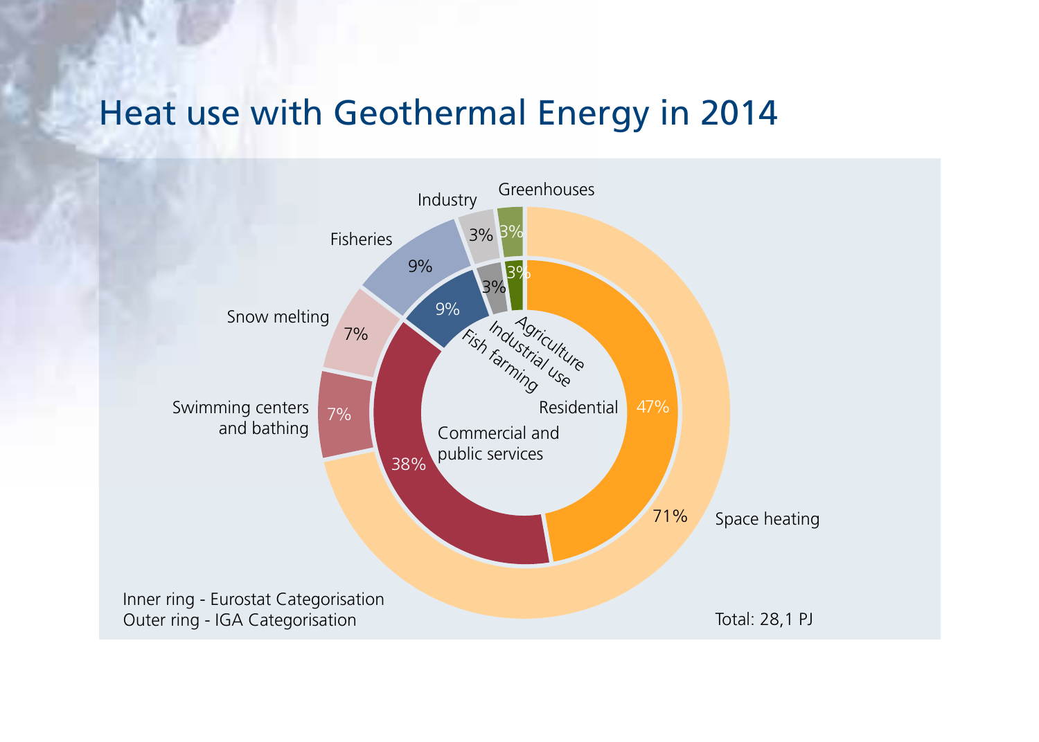# Heat use with Geothermal Energy in 2014

Inner ring - Eurostat Categorisation

| Category | Share |
| --- | --- |
| Residential | 47% |
| Commercial and public services | 38% |
| Fish farming | 9% |
| Industrial use | 3% |
| Agriculture | 3% |

Outer ring - IGA Categorisation

| Category | Share |
| --- | --- |
| Space heating | 71% |
| Swimming centers and bathing | 7% |
| Snow melting | 7% |
| Fisheries | 9% |
| Industry | 3% |
| Greenhouses | 3% |

Total: 28,1 PJ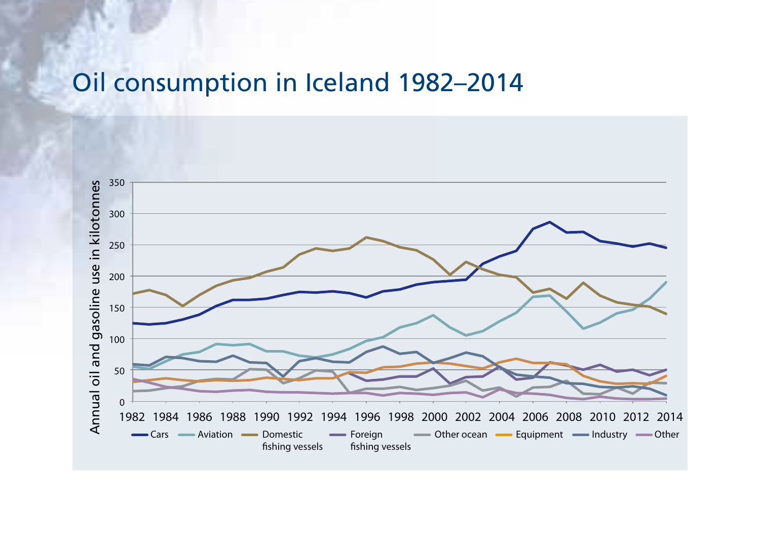# Oil consumption in Iceland 1982–2014

Annual oil and gasoline use in kilotonnes

0, 50, 100, 150, 200, 250, 300, 350

1982 1984 1986 1988 1990 1992 1994 1996 1998 2000 2002 2004 2006 2008 2010 2012 2014

Cars | Aviation | Domestic fishing vessels | Foreign fishing vessels | Other ocean | Equipment | Industry | Other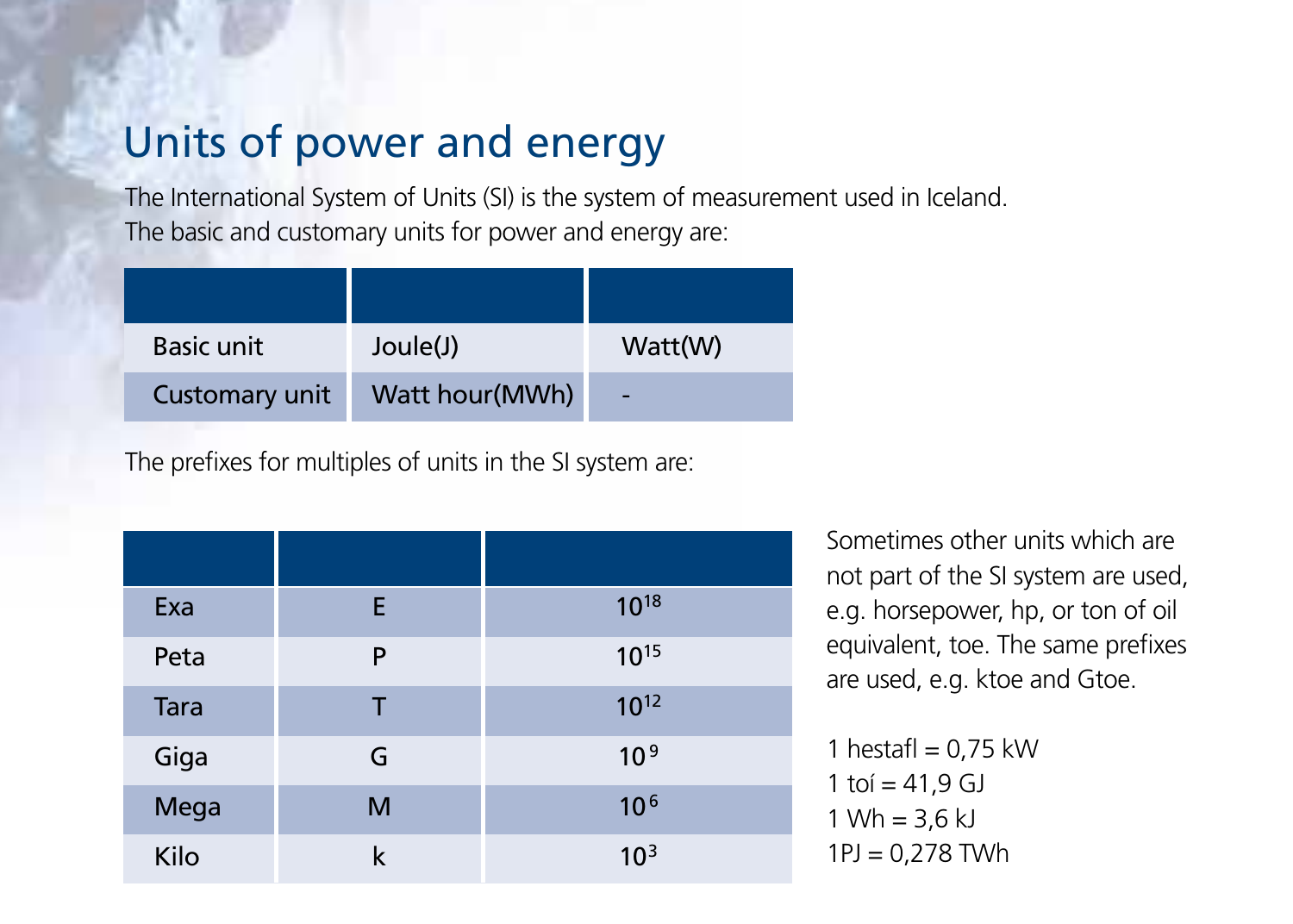# Units of power and energy

The International System of Units (SI) is the system of measurement used in Iceland. The basic and customary units for power and energy are:

| | | |
|---|---|---|
| Basic unit | Joule(J) | Watt(W) |
| Customary unit | Watt hour(MWh) | - |

The prefixes for multiples of units in the SI system are:

| | | |
|---|---|---|
| Exa | E | $10^{18}$ |
| Peta | P | $10^{15}$ |
| Tara | T | $10^{12}$ |
| Giga | G | $10^{9}$ |
| Mega | M | $10^{6}$ |
| Kilo | k | $10^{3}$ |

Sometimes other units which are not part of the SI system are used, e.g. horsepower, hp, or ton of oil equivalent, toe. The same prefixes are used, e.g. ktoe and Gtoe.

1 hestafl = 0,75 kW
1 toí = 41,9 GJ
1 Wh = 3,6 kJ
1PJ = 0,278 TWh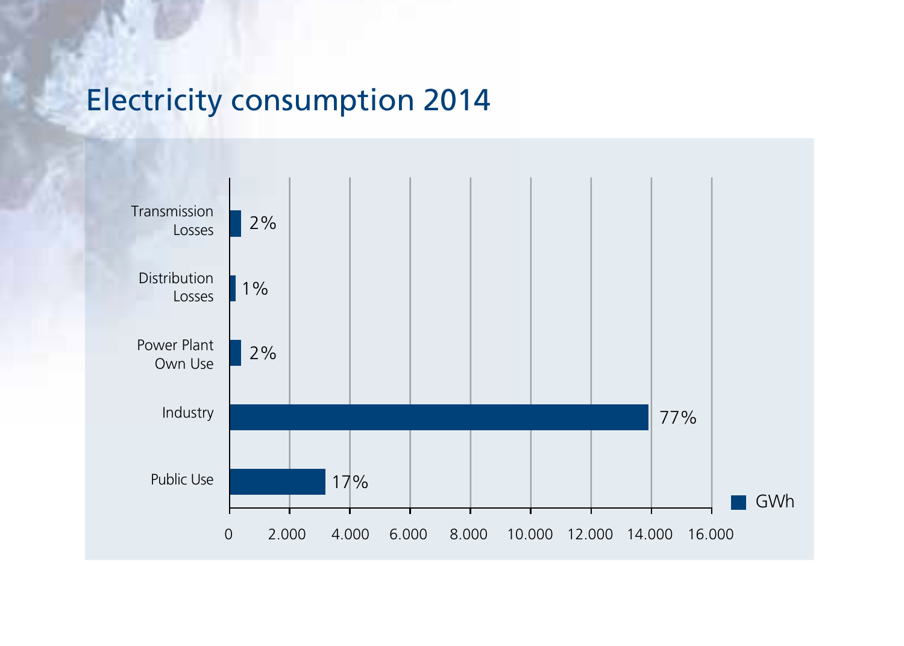# Electricity consumption 2014

| Category | Share |
|---|---|
| Transmission Losses | 2% |
| Distribution Losses | 1% |
| Power Plant Own Use | 2% |
| Industry | 77% |
| Public Use | 17% |

GWh

0 2.000 4.000 6.000 8.000 10.000 12.000 14.000 16.000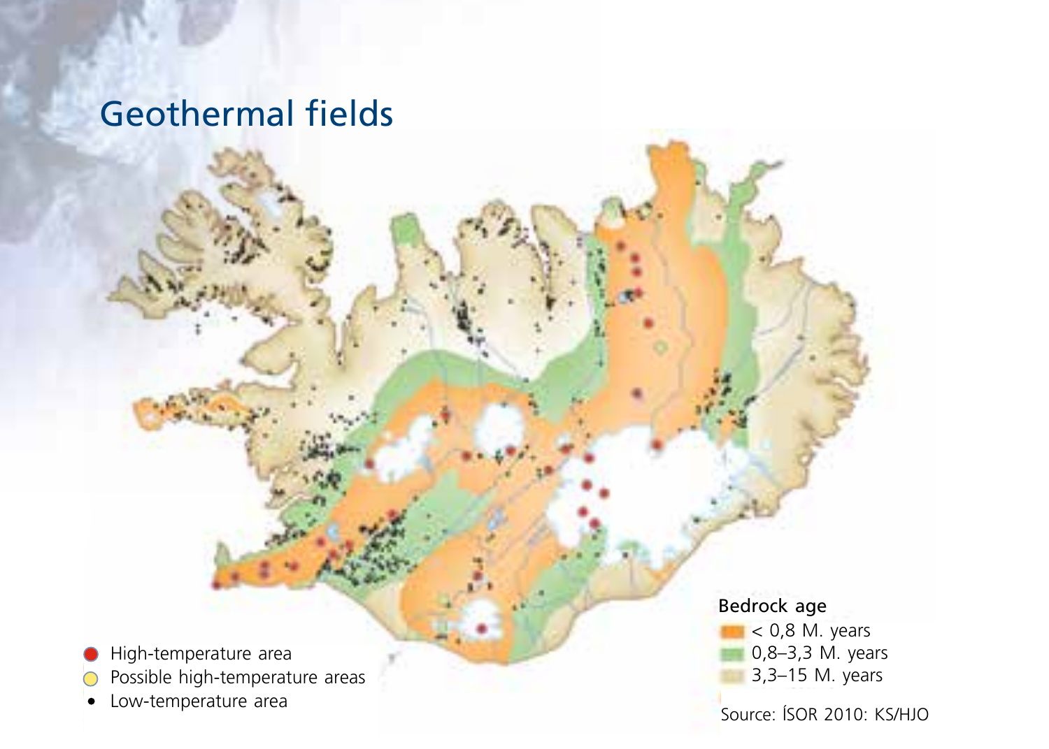# Geothermal fields

- High-temperature area
- Possible high-temperature areas
- Low-temperature area

Bedrock age

- < 0,8 M. years
- 0,8–3,3 M. years
- 3,3–15 M. years

Source: ÍSOR 2010: KS/HJO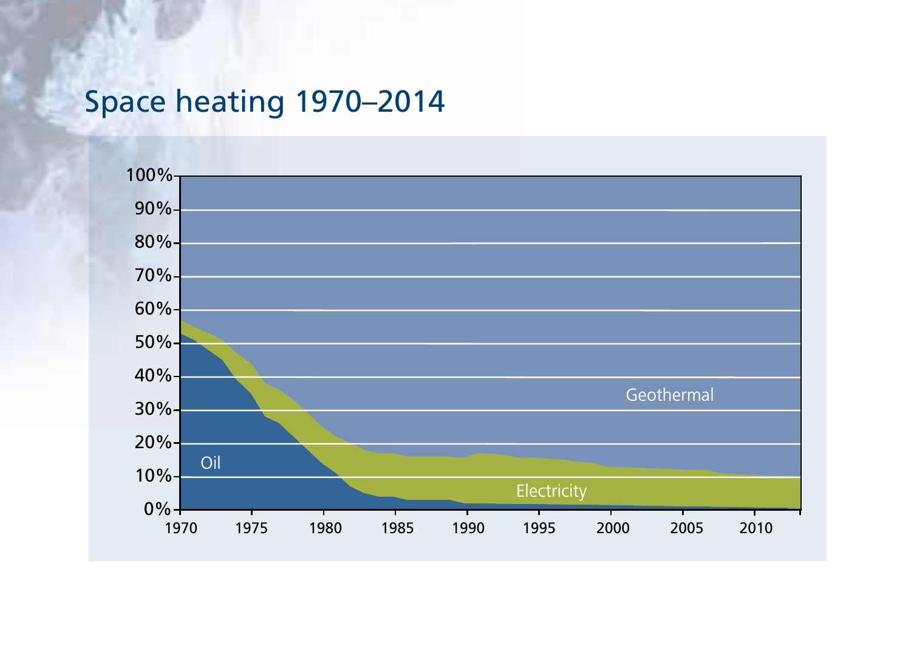# Space heating 1970–2014

100%
90%
80%
70%
60%
50%
40%
30%
20%
10%
0%

1970 1975 1980 1985 1990 1995 2000 2005 2010

Oil

Electricity

Geothermal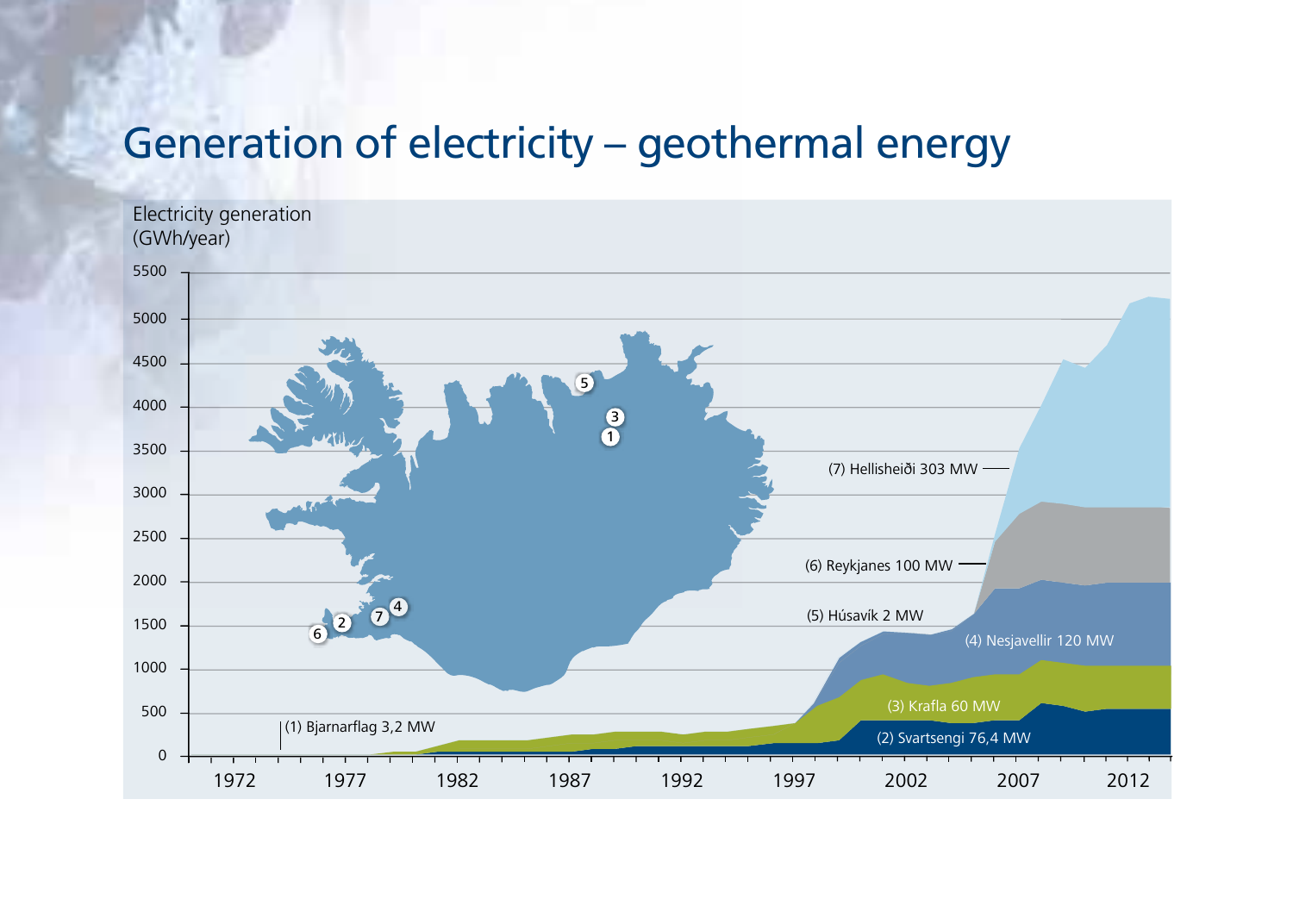# Generation of electricity – geothermal energy

Electricity generation (GWh/year)

(7) Hellisheiði 303 MW

(6) Reykjanes 100 MW

(5) Húsavík 2 MW

(4) Nesjavellir 120 MW

(3) Krafla 60 MW

(2) Svartsengi 76,4 MW

(1) Bjarnarflag 3,2 MW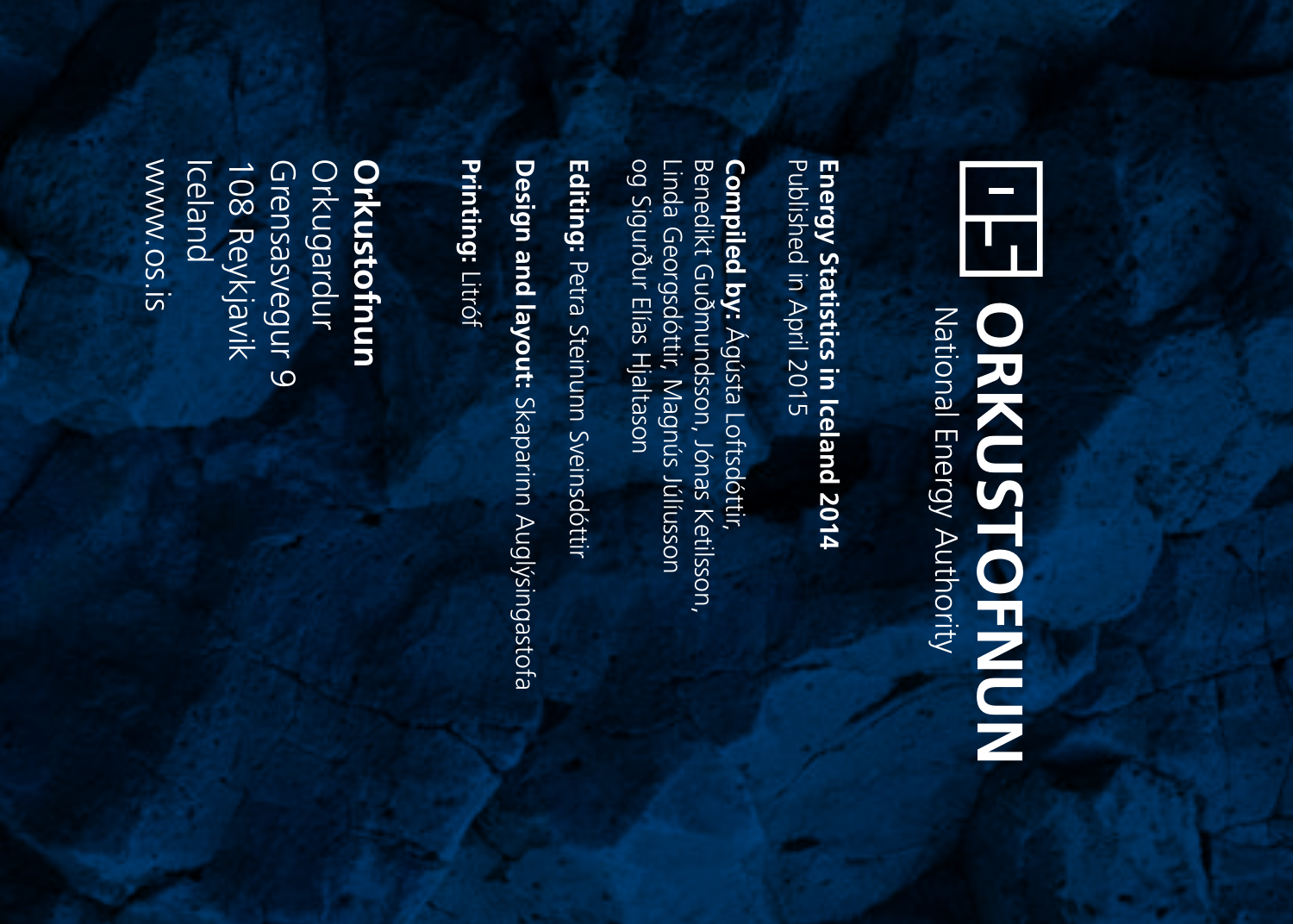**ORKUSTOFNUN**
National Energy Authority

**Energy Statistics in Iceland 2014**
Published in April 2015

**Compiled by:** Ágústa Loftsdóttir, Benedikt Guðmundsson, Jónas Ketilsson, Linda Georgsdóttir, Magnús Júlíusson og Sigurður Elías Hjaltason

**Editing:** Petra Steinunn Sveinsdóttir

**Design and layout:** Skaparinn Auglýsingastofa

**Printing:** Litróf

**Orkustofnun**
Orkugardur
Grensasvegur 9
108 Reykjavik
Iceland
www.os.is